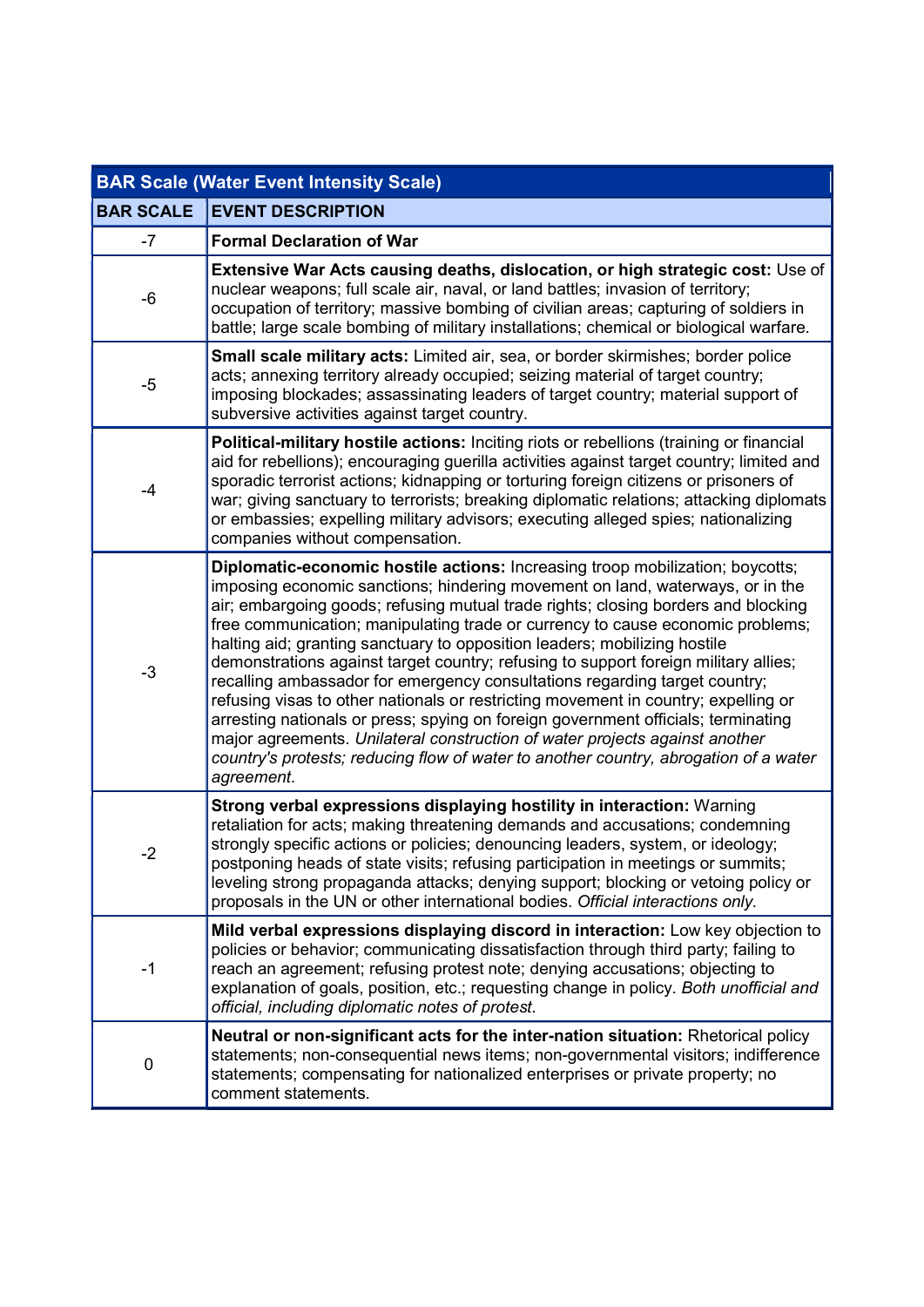| BAR Scale (Water Event Intensity Scale) | |
|---|---|
| **BAR SCALE** | **EVENT DESCRIPTION** |
| -7 | **Formal Declaration of War** |
| -6 | **Extensive War Acts causing deaths, dislocation, or high strategic cost:** Use of nuclear weapons; full scale air, naval, or land battles; invasion of territory; occupation of territory; massive bombing of civilian areas; capturing of soldiers in battle; large scale bombing of military installations; chemical or biological warfare. |
| -5 | **Small scale military acts:** Limited air, sea, or border skirmishes; border police acts; annexing territory already occupied; seizing material of target country; imposing blockades; assassinating leaders of target country; material support of subversive activities against target country. |
| -4 | **Political-military hostile actions:** Inciting riots or rebellions (training or financial aid for rebellions); encouraging guerilla activities against target country; limited and sporadic terrorist actions; kidnapping or torturing foreign citizens or prisoners of war; giving sanctuary to terrorists; breaking diplomatic relations; attacking diplomats or embassies; expelling military advisors; executing alleged spies; nationalizing companies without compensation. |
| -3 | **Diplomatic-economic hostile actions:** Increasing troop mobilization; boycotts; imposing economic sanctions; hindering movement on land, waterways, or in the air; embargoing goods; refusing mutual trade rights; closing borders and blocking free communication; manipulating trade or currency to cause economic problems; halting aid; granting sanctuary to opposition leaders; mobilizing hostile demonstrations against target country; refusing to support foreign military allies; recalling ambassador for emergency consultations regarding target country; refusing visas to other nationals or restricting movement in country; expelling or arresting nationals or press; spying on foreign government officials; terminating major agreements. *Unilateral construction of water projects against another country's protests; reducing flow of water to another country, abrogation of a water agreement.* |
| -2 | **Strong verbal expressions displaying hostility in interaction:** Warning retaliation for acts; making threatening demands and accusations; condemning strongly specific actions or policies; denouncing leaders, system, or ideology; postponing heads of state visits; refusing participation in meetings or summits; leveling strong propaganda attacks; denying support; blocking or vetoing policy or proposals in the UN or other international bodies. *Official interactions only.* |
| -1 | **Mild verbal expressions displaying discord in interaction:** Low key objection to policies or behavior; communicating dissatisfaction through third party; failing to reach an agreement; refusing protest note; denying accusations; objecting to explanation of goals, position, etc.; requesting change in policy. *Both unofficial and official, including diplomatic notes of protest.* |
| 0 | **Neutral or non-significant acts for the inter-nation situation:** Rhetorical policy statements; non-consequential news items; non-governmental visitors; indifference statements; compensating for nationalized enterprises or private property; no comment statements. |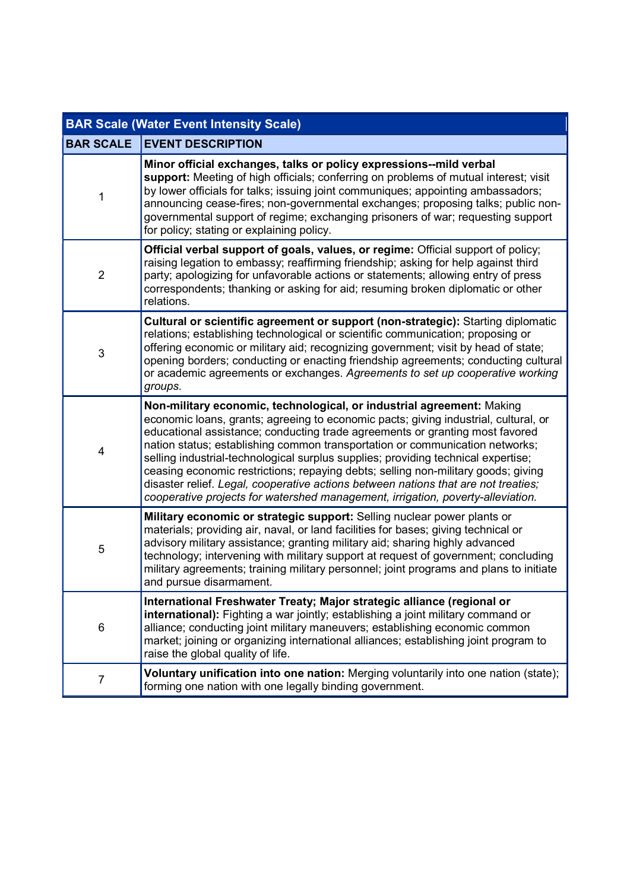| BAR Scale (Water Event Intensity Scale) | |
|---|---|
| **BAR SCALE** | **EVENT DESCRIPTION** |
| 1 | **Minor official exchanges, talks or policy expressions--mild verbal support:** Meeting of high officials; conferring on problems of mutual interest; visit by lower officials for talks; issuing joint communiques; appointing ambassadors; announcing cease-fires; non-governmental exchanges; proposing talks; public non-governmental support of regime; exchanging prisoners of war; requesting support for policy; stating or explaining policy. |
| 2 | **Official verbal support of goals, values, or regime:** Official support of policy; raising legation to embassy; reaffirming friendship; asking for help against third party; apologizing for unfavorable actions or statements; allowing entry of press correspondents; thanking or asking for aid; resuming broken diplomatic or other relations. |
| 3 | **Cultural or scientific agreement or support (non-strategic):** Starting diplomatic relations; establishing technological or scientific communication; proposing or offering economic or military aid; recognizing government; visit by head of state; opening borders; conducting or enacting friendship agreements; conducting cultural or academic agreements or exchanges. *Agreements to set up cooperative working groups.* |
| 4 | **Non-military economic, technological, or industrial agreement:** Making economic loans, grants; agreeing to economic pacts; giving industrial, cultural, or educational assistance; conducting trade agreements or granting most favored nation status; establishing common transportation or communication networks; selling industrial-technological surplus supplies; providing technical expertise; ceasing economic restrictions; repaying debts; selling non-military goods; giving disaster relief. *Legal, cooperative actions between nations that are not treaties; cooperative projects for watershed management, irrigation, poverty-alleviation.* |
| 5 | **Military economic or strategic support:** Selling nuclear power plants or materials; providing air, naval, or land facilities for bases; giving technical or advisory military assistance; granting military aid; sharing highly advanced technology; intervening with military support at request of government; concluding military agreements; training military personnel; joint programs and plans to initiate and pursue disarmament. |
| 6 | **International Freshwater Treaty; Major strategic alliance (regional or international):** Fighting a war jointly; establishing a joint military command or alliance; conducting joint military maneuvers; establishing economic common market; joining or organizing international alliances; establishing joint program to raise the global quality of life. |
| 7 | **Voluntary unification into one nation:** Merging voluntarily into one nation (state); forming one nation with one legally binding government. |